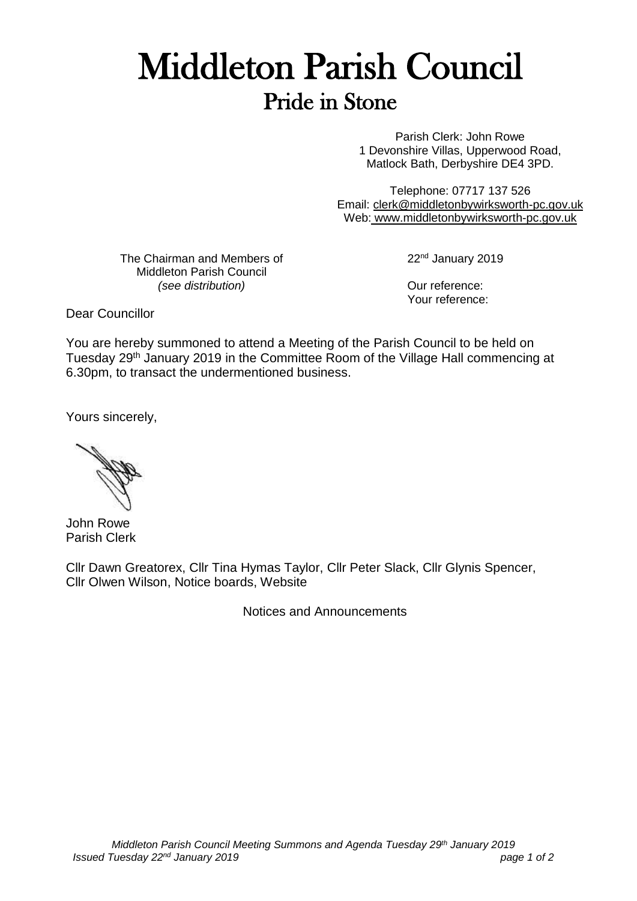# Middleton Parish Council

## Pride in Stone

Parish Clerk: John Rowe
1 Devonshire Villas, Upperwood Road,
Matlock Bath, Derbyshire DE4 3PD.

Telephone: 07717 137 526
Email: clerk@middletonbywirksworth-pc.gov.uk
Web: www.middletonbywirksworth-pc.gov.uk

The Chairman and Members of
Middleton Parish Council
*(see distribution)*

22nd January 2019

Our reference:
Your reference:

Dear Councillor

You are hereby summoned to attend a Meeting of the Parish Council to be held on Tuesday 29th January 2019 in the Committee Room of the Village Hall commencing at 6.30pm, to transact the undermentioned business.

Yours sincerely,

John Rowe
Parish Clerk

Cllr Dawn Greatorex, Cllr Tina Hymas Taylor, Cllr Peter Slack, Cllr Glynis Spencer, Cllr Olwen Wilson, Notice boards, Website

Notices and Announcements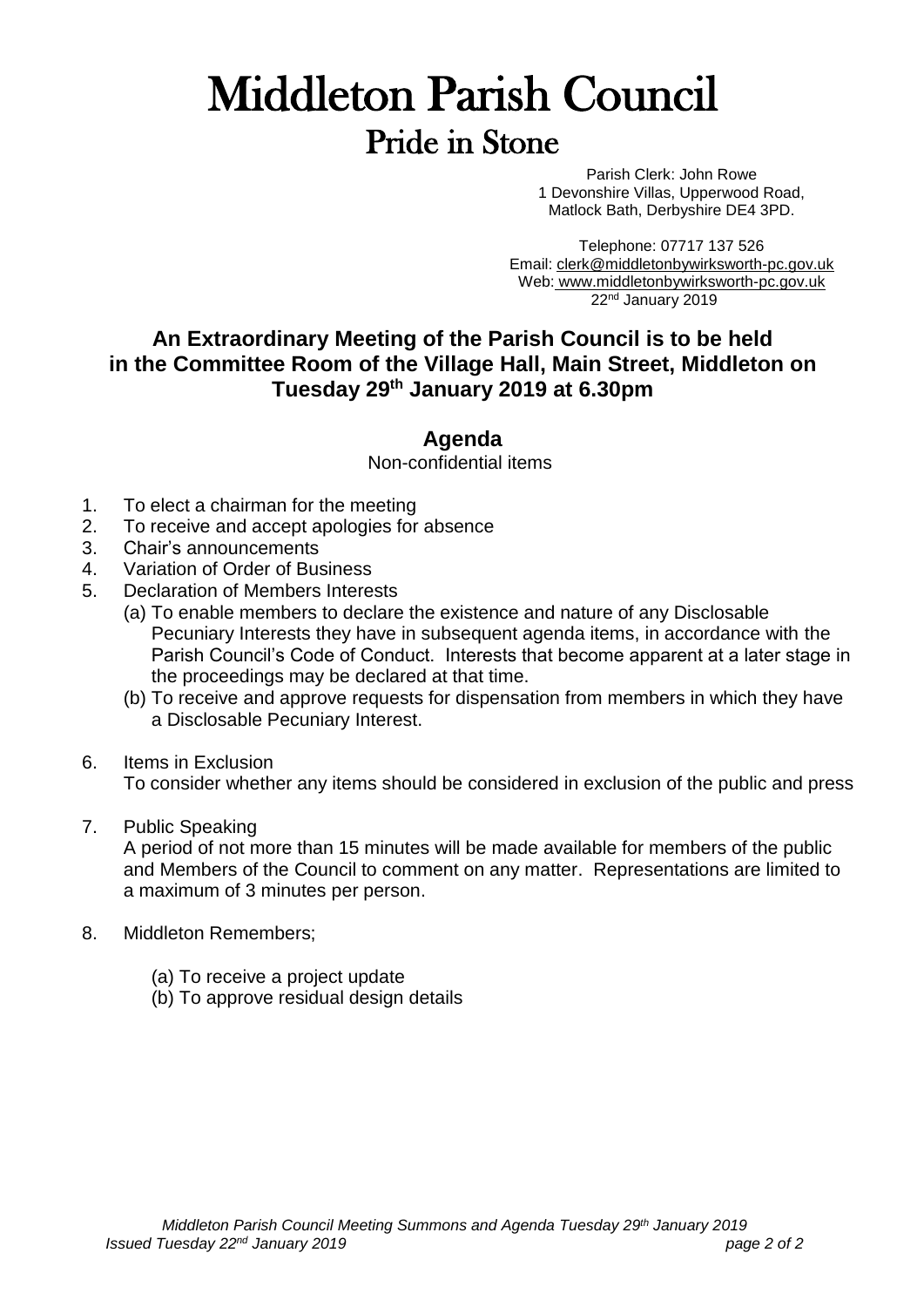# Middleton Parish Council

## Pride in Stone

Parish Clerk: John Rowe
1 Devonshire Villas, Upperwood Road,
Matlock Bath, Derbyshire DE4 3PD.

Telephone: 07717 137 526
Email: clerk@middletonbywirksworth-pc.gov.uk
Web: www.middletonbywirksworth-pc.gov.uk
22nd January 2019

### An Extraordinary Meeting of the Parish Council is to be held in the Committee Room of the Village Hall, Main Street, Middleton on Tuesday 29th January 2019 at 6.30pm

### Agenda

Non-confidential items

1. To elect a chairman for the meeting
2. To receive and accept apologies for absence
3. Chair's announcements
4. Variation of Order of Business
5. Declaration of Members Interests
   (a) To enable members to declare the existence and nature of any Disclosable Pecuniary Interests they have in subsequent agenda items, in accordance with the Parish Council's Code of Conduct. Interests that become apparent at a later stage in the proceedings may be declared at that time.
   (b) To receive and approve requests for dispensation from members in which they have a Disclosable Pecuniary Interest.
6. Items in Exclusion
   To consider whether any items should be considered in exclusion of the public and press
7. Public Speaking
   A period of not more than 15 minutes will be made available for members of the public and Members of the Council to comment on any matter. Representations are limited to a maximum of 3 minutes per person.
8. Middleton Remembers;
   (a) To receive a project update
   (b) To approve residual design details